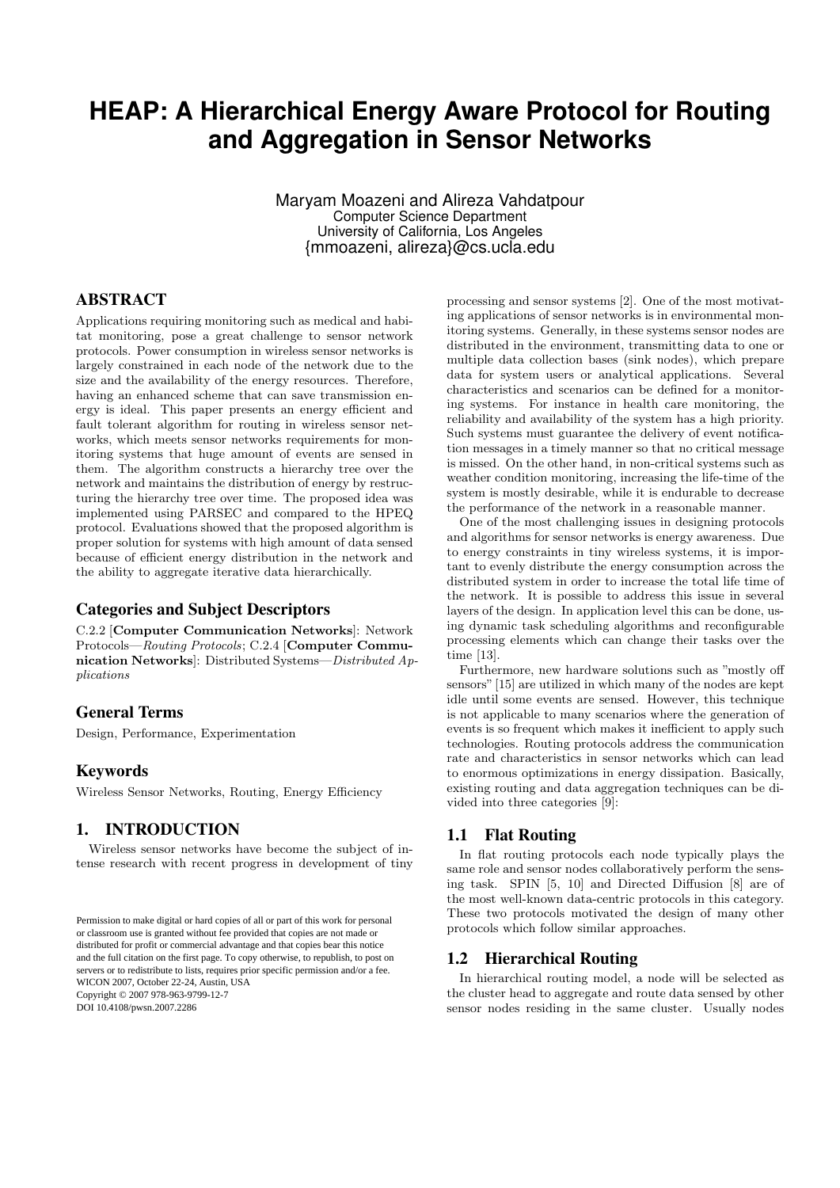# HEAP: A Hierarchical Energy Aware Protocol for Routing and Aggregation in Sensor Networks

Maryam Moazeni and Alireza Vahdatpour
Computer Science Department
University of California, Los Angeles
{mmoazeni, alireza}@cs.ucla.edu

## ABSTRACT

Applications requiring monitoring such as medical and habitat monitoring, pose a great challenge to sensor network protocols. Power consumption in wireless sensor networks is largely constrained in each node of the network due to the size and the availability of the energy resources. Therefore, having an enhanced scheme that can save transmission energy is ideal. This paper presents an energy efficient and fault tolerant algorithm for routing in wireless sensor networks, which meets sensor networks requirements for monitoring systems that huge amount of events are sensed in them. The algorithm constructs a hierarchy tree over the network and maintains the distribution of energy by restructuring the hierarchy tree over time. The proposed idea was implemented using PARSEC and compared to the HPEQ protocol. Evaluations showed that the proposed algorithm is proper solution for systems with high amount of data sensed because of efficient energy distribution in the network and the ability to aggregate iterative data hierarchically.

### Categories and Subject Descriptors

C.2.2 [**Computer Communication Networks**]: Network Protocols—*Routing Protocols*; C.2.4 [**Computer Communication Networks**]: Distributed Systems—*Distributed Applications*

### General Terms

Design, Performance, Experimentation

### Keywords

Wireless Sensor Networks, Routing, Energy Efficiency

## 1. INTRODUCTION

Wireless sensor networks have become the subject of intense research with recent progress in development of tiny processing and sensor systems [2]. One of the most motivating applications of sensor networks is in environmental monitoring systems. Generally, in these systems sensor nodes are distributed in the environment, transmitting data to one or multiple data collection bases (sink nodes), which prepare data for system users or analytical applications. Several characteristics and scenarios can be defined for a monitoring systems. For instance in health care monitoring, the reliability and availability of the system has a high priority. Such systems must guarantee the delivery of event notification messages in a timely manner so that no critical message is missed. On the other hand, in non-critical systems such as weather condition monitoring, increasing the life-time of the system is mostly desirable, while it is endurable to decrease the performance of the network in a reasonable manner.

One of the most challenging issues in designing protocols and algorithms for sensor networks is energy awareness. Due to energy constraints in tiny wireless systems, it is important to evenly distribute the energy consumption across the distributed system in order to increase the total life time of the network. It is possible to address this issue in several layers of the design. In application level this can be done, using dynamic task scheduling algorithms and reconfigurable processing elements which can change their tasks over the time [13].

Furthermore, new hardware solutions such as "mostly off sensors" [15] are utilized in which many of the nodes are kept idle until some events are sensed. However, this technique is not applicable to many scenarios where the generation of events is so frequent which makes it inefficient to apply such technologies. Routing protocols address the communication rate and characteristics in sensor networks which can lead to enormous optimizations in energy dissipation. Basically, existing routing and data aggregation techniques can be divided into three categories [9]:

### 1.1 Flat Routing

In flat routing protocols each node typically plays the same role and sensor nodes collaboratively perform the sensing task. SPIN [5, 10] and Directed Diffusion [8] are of the most well-known data-centric protocols in this category. These two protocols motivated the design of many other protocols which follow similar approaches.

### 1.2 Hierarchical Routing

In hierarchical routing model, a node will be selected as the cluster head to aggregate and route data sensed by other sensor nodes residing in the same cluster. Usually nodes

Permission to make digital or hard copies of all or part of this work for personal or classroom use is granted without fee provided that copies are not made or distributed for profit or commercial advantage and that copies bear this notice and the full citation on the first page. To copy otherwise, to republish, to post on servers or to redistribute to lists, requires prior specific permission and/or a fee.
WICON 2007, October 22-24, Austin, USA
Copyright © 2007 978-963-9799-12-7
DOI 10.4108/pwsn.2007.2286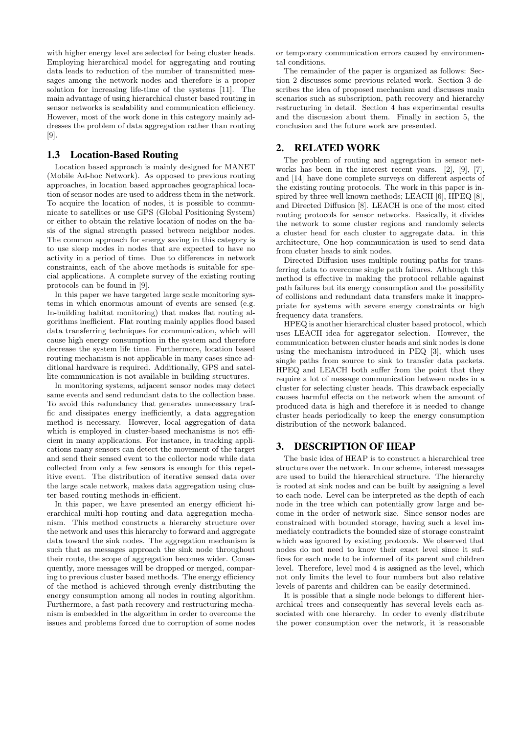with higher energy level are selected for being cluster heads. Employing hierarchical model for aggregating and routing data leads to reduction of the number of transmitted messages among the network nodes and therefore is a proper solution for increasing life-time of the systems [11]. The main advantage of using hierarchical cluster based routing in sensor networks is scalability and communication efficiency. However, most of the work done in this category mainly addresses the problem of data aggregation rather than routing [9].

### 1.3 Location-Based Routing

Location based approach is mainly designed for MANET (Mobile Ad-hoc Network). As opposed to previous routing approaches, in location based approaches geographical location of sensor nodes are used to address them in the network. To acquire the location of nodes, it is possible to communicate to satellites or use GPS (Global Positioning System) or either to obtain the relative location of nodes on the basis of the signal strength passed between neighbor nodes. The common approach for energy saving in this category is to use sleep modes in nodes that are expected to have no activity in a period of time. Due to differences in network constraints, each of the above methods is suitable for special applications. A complete survey of the existing routing protocols can be found in [9].

In this paper we have targeted large scale monitoring systems in which enormous amount of events are sensed (e.g. In-building habitat monitoring) that makes flat routing algorithms inefficient. Flat routing mainly applies flood based data transferring techniques for communication, which will cause high energy consumption in the system and therefore decrease the system life time. Furthermore, location based routing mechanism is not applicable in many cases since additional hardware is required. Additionally, GPS and satellite communication is not available in building structures.

In monitoring systems, adjacent sensor nodes may detect same events and send redundant data to the collection base. To avoid this redundancy that generates unnecessary traffic and dissipates energy inefficiently, a data aggregation method is necessary. However, local aggregation of data which is employed in cluster-based mechanisms is not efficient in many applications. For instance, in tracking applications many sensors can detect the movement of the target and send their sensed event to the collector node while data collected from only a few sensors is enough for this repetitive event. The distribution of iterative sensed data over the large scale network, makes data aggregation using cluster based routing methods in-efficient.

In this paper, we have presented an energy efficient hierarchical multi-hop routing and data aggregation mechanism. This method constructs a hierarchy structure over the network and uses this hierarchy to forward and aggregate data toward the sink nodes. The aggregation mechanism is such that as messages approach the sink node throughout their route, the scope of aggregation becomes wider. Consequently, more messages will be dropped or merged, comparing to previous cluster based methods. The energy efficiency of the method is achieved through evenly distributing the energy consumption among all nodes in routing algorithm. Furthermore, a fast path recovery and restructuring mechanism is embedded in the algorithm in order to overcome the issues and problems forced due to corruption of some nodes or temporary communication errors caused by environmental conditions.

The remainder of the paper is organized as follows: Section 2 discusses some previous related work. Section 3 describes the idea of proposed mechanism and discusses main scenarios such as subscription, path recovery and hierarchy restructuring in detail. Section 4 has experimental results and the discussion about them. Finally in section 5, the conclusion and the future work are presented.

## 2. RELATED WORK

The problem of routing and aggregation in sensor networks has been in the interest recent years. [2], [9], [7], and [14] have done complete surveys on different aspects of the existing routing protocols. The work in this paper is inspired by three well known methods; LEACH [6], HPEQ [8], and Directed Diffusion [8]. LEACH is one of the most cited routing protocols for sensor networks. Basically, it divides the network to some cluster regions and randomly selects a cluster head for each cluster to aggregate data. in this architecture, One hop communication is used to send data from cluster heads to sink nodes.

Directed Diffusion uses multiple routing paths for transferring data to overcome single path failures. Although this method is effective in making the protocol reliable against path failures but its energy consumption and the possibility of collisions and redundant data transfers make it inappropriate for systems with severe energy constraints or high frequency data transfers.

HPEQ is another hierarchical cluster based protocol, which uses LEACH idea for aggregator selection. However, the communication between cluster heads and sink nodes is done using the mechanism introduced in PEQ [3], which uses single paths from source to sink to transfer data packets. HPEQ and LEACH both suffer from the point that they require a lot of message communication between nodes in a cluster for selecting cluster heads. This drawback especially causes harmful effects on the network when the amount of produced data is high and therefore it is needed to change cluster heads periodically to keep the energy consumption distribution of the network balanced.

## 3. DESCRIPTION OF HEAP

The basic idea of HEAP is to construct a hierarchical tree structure over the network. In our scheme, interest messages are used to build the hierarchical structure. The hierarchy is rooted at sink nodes and can be built by assigning a level to each node. Level can be interpreted as the depth of each node in the tree which can potentially grow large and become in the order of network size. Since sensor nodes are constrained with bounded storage, having such a level immediately contradicts the bounded size of storage constraint which was ignored by existing protocols. We observed that nodes do not need to know their exact level since it suffices for each node to be informed of its parent and children level. Therefore, level mod 4 is assigned as the level, which not only limits the level to four numbers but also relative levels of parents and children can be easily determined.

It is possible that a single node belongs to different hierarchical trees and consequently has several levels each associated with one hierarchy. In order to evenly distribute the power consumption over the network, it is reasonable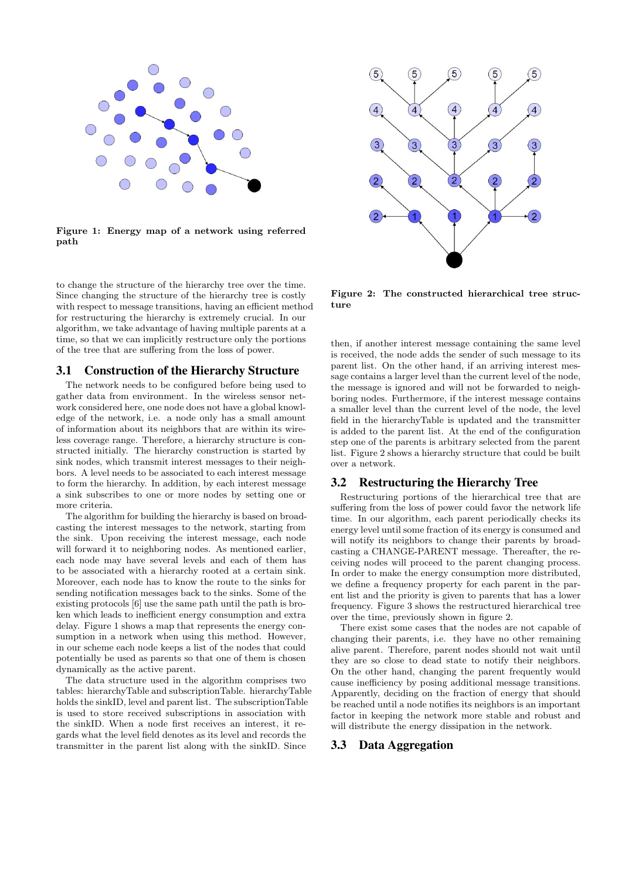Figure 1: Energy map of a network using referred path

to change the structure of the hierarchy tree over the time. Since changing the structure of the hierarchy tree is costly with respect to message transitions, having an efficient method for restructuring the hierarchy is extremely crucial. In our algorithm, we take advantage of having multiple parents at a time, so that we can implicitly restructure only the portions of the tree that are suffering from the loss of power.

## 3.1 Construction of the Hierarchy Structure

The network needs to be configured before being used to gather data from environment. In the wireless sensor network considered here, one node does not have a global knowledge of the network, i.e. a node only has a small amount of information about its neighbors that are within its wireless coverage range. Therefore, a hierarchy structure is constructed initially. The hierarchy construction is started by sink nodes, which transmit interest messages to their neighbors. A level needs to be associated to each interest message to form the hierarchy. In addition, by each interest message a sink subscribes to one or more nodes by setting one or more criteria.

The algorithm for building the hierarchy is based on broadcasting the interest messages to the network, starting from the sink. Upon receiving the interest message, each node will forward it to neighboring nodes. As mentioned earlier, each node may have several levels and each of them has to be associated with a hierarchy rooted at a certain sink. Moreover, each node has to know the route to the sinks for sending notification messages back to the sinks. Some of the existing protocols [6] use the same path until the path is broken which leads to inefficient energy consumption and extra delay. Figure 1 shows a map that represents the energy consumption in a network when using this method. However, in our scheme each node keeps a list of the nodes that could potentially be used as parents so that one of them is chosen dynamically as the active parent.

The data structure used in the algorithm comprises two tables: hierarchyTable and subscriptionTable. hierarchyTable holds the sinkID, level and parent list. The subscriptionTable is used to store received subscriptions in association with the sinkID. When a node first receives an interest, it regards what the level field denotes as its level and records the transmitter in the parent list along with the sinkID. Since then, if another interest message containing the same level is received, the node adds the sender of such message to its parent list. On the other hand, if an arriving interest message contains a larger level than the current level of the node, the message is ignored and will not be forwarded to neighboring nodes. Furthermore, if the interest message contains a smaller level than the current level of the node, the level field in the hierarchyTable is updated and the transmitter is added to the parent list. At the end of the configuration step one of the parents is arbitrary selected from the parent list. Figure 2 shows a hierarchy structure that could be built over a network.

Figure 2: The constructed hierarchical tree structure

## 3.2 Restructuring the Hierarchy Tree

Restructuring portions of the hierarchical tree that are suffering from the loss of power could favor the network life time. In our algorithm, each parent periodically checks its energy level until some fraction of its energy is consumed and will notify its neighbors to change their parents by broadcasting a CHANGE-PARENT message. Thereafter, the receiving nodes will proceed to the parent changing process. In order to make the energy consumption more distributed, we define a frequency property for each parent in the parent list and the priority is given to parents that has a lower frequency. Figure 3 shows the restructured hierarchical tree over the time, previously shown in figure 2.

There exist some cases that the nodes are not capable of changing their parents, i.e. they have no other remaining alive parent. Therefore, parent nodes should not wait until they are so close to dead state to notify their neighbors. On the other hand, changing the parent frequently would cause inefficiency by posing additional message transitions. Apparently, deciding on the fraction of energy that should be reached until a node notifies its neighbors is an important factor in keeping the network more stable and robust and will distribute the energy dissipation in the network.

## 3.3 Data Aggregation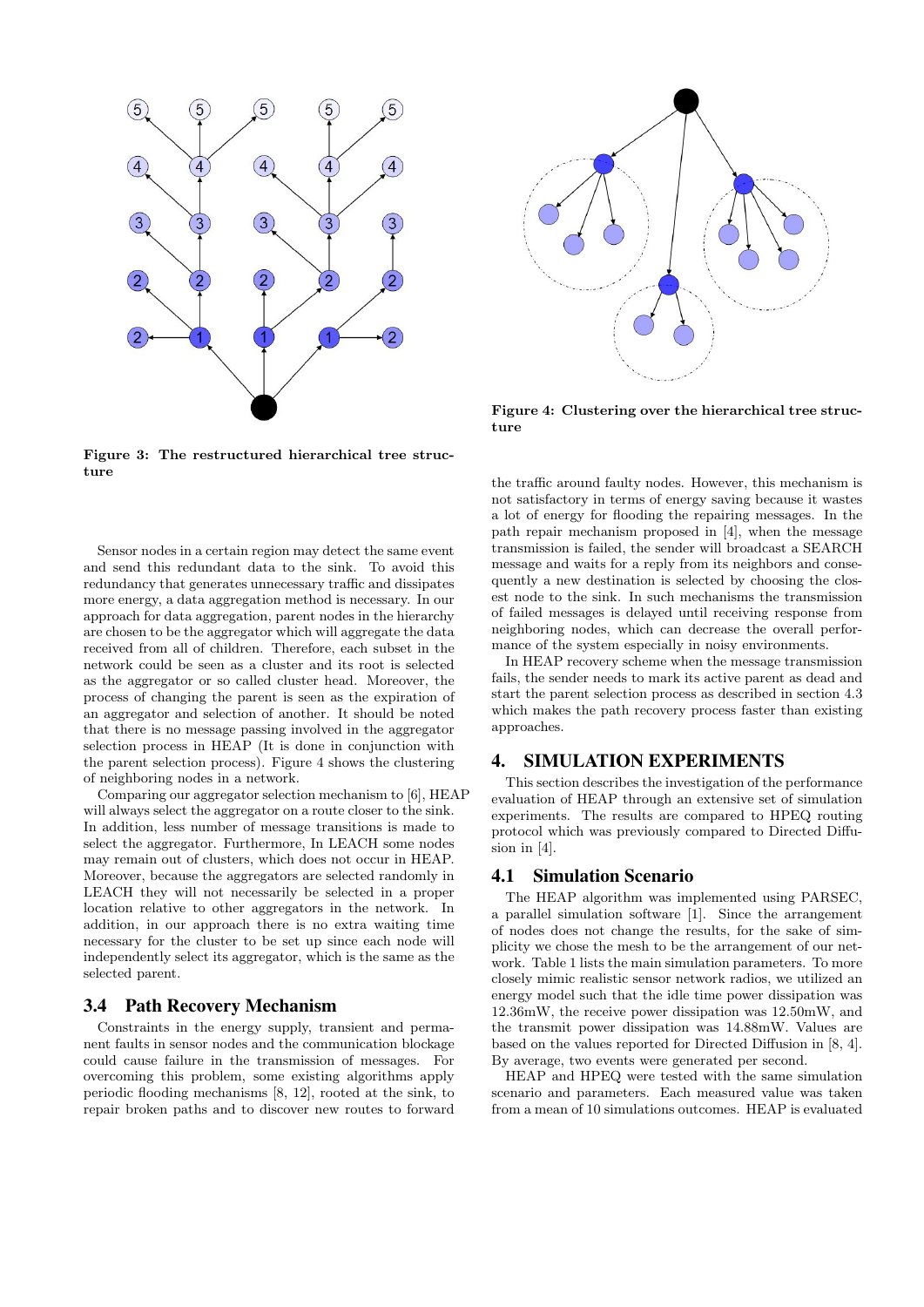Figure 3: The restructured hierarchical tree structure

Figure 4: Clustering over the hierarchical tree structure

Sensor nodes in a certain region may detect the same event and send this redundant data to the sink. To avoid this redundancy that generates unnecessary traffic and dissipates more energy, a data aggregation method is necessary. In our approach for data aggregation, parent nodes in the hierarchy are chosen to be the aggregator which will aggregate the data received from all of children. Therefore, each subset in the network could be seen as a cluster and its root is selected as the aggregator or so called cluster head. Moreover, the process of changing the parent is seen as the expiration of an aggregator and selection of another. It should be noted that there is no message passing involved in the aggregator selection process in HEAP (It is done in conjunction with the parent selection process). Figure 4 shows the clustering of neighboring nodes in a network.

Comparing our aggregator selection mechanism to [6], HEAP will always select the aggregator on a route closer to the sink. In addition, less number of message transitions is made to select the aggregator. Furthermore, In LEACH some nodes may remain out of clusters, which does not occur in HEAP. Moreover, because the aggregators are selected randomly in LEACH they will not necessarily be selected in a proper location relative to other aggregators in the network. In addition, in our approach there is no extra waiting time necessary for the cluster to be set up since each node will independently select its aggregator, which is the same as the selected parent.

### 3.4 Path Recovery Mechanism

Constraints in the energy supply, transient and permanent faults in sensor nodes and the communication blockage could cause failure in the transmission of messages. For overcoming this problem, some existing algorithms apply periodic flooding mechanisms [8, 12], rooted at the sink, to repair broken paths and to discover new routes to forward the traffic around faulty nodes. However, this mechanism is not satisfactory in terms of energy saving because it wastes a lot of energy for flooding the repairing messages. In the path repair mechanism proposed in [4], when the message transmission is failed, the sender will broadcast a SEARCH message and waits for a reply from its neighbors and consequently a new destination is selected by choosing the closest node to the sink. In such mechanisms the transmission of failed messages is delayed until receiving response from neighboring nodes, which can decrease the overall performance of the system especially in noisy environments.

In HEAP recovery scheme when the message transmission fails, the sender needs to mark its active parent as dead and start the parent selection process as described in section 4.3 which makes the path recovery process faster than existing approaches.

## 4. SIMULATION EXPERIMENTS

This section describes the investigation of the performance evaluation of HEAP through an extensive set of simulation experiments. The results are compared to HPEQ routing protocol which was previously compared to Directed Diffusion in [4].

### 4.1 Simulation Scenario

The HEAP algorithm was implemented using PARSEC, a parallel simulation software [1]. Since the arrangement of nodes does not change the results, for the sake of simplicity we chose the mesh to be the arrangement of our network. Table 1 lists the main simulation parameters. To more closely mimic realistic sensor network radios, we utilized an energy model such that the idle time power dissipation was 12.36mW, the receive power dissipation was 12.50mW, and the transmit power dissipation was 14.88mW. Values are based on the values reported for Directed Diffusion in [8, 4]. By average, two events were generated per second.

HEAP and HPEQ were tested with the same simulation scenario and parameters. Each measured value was taken from a mean of 10 simulations outcomes. HEAP is evaluated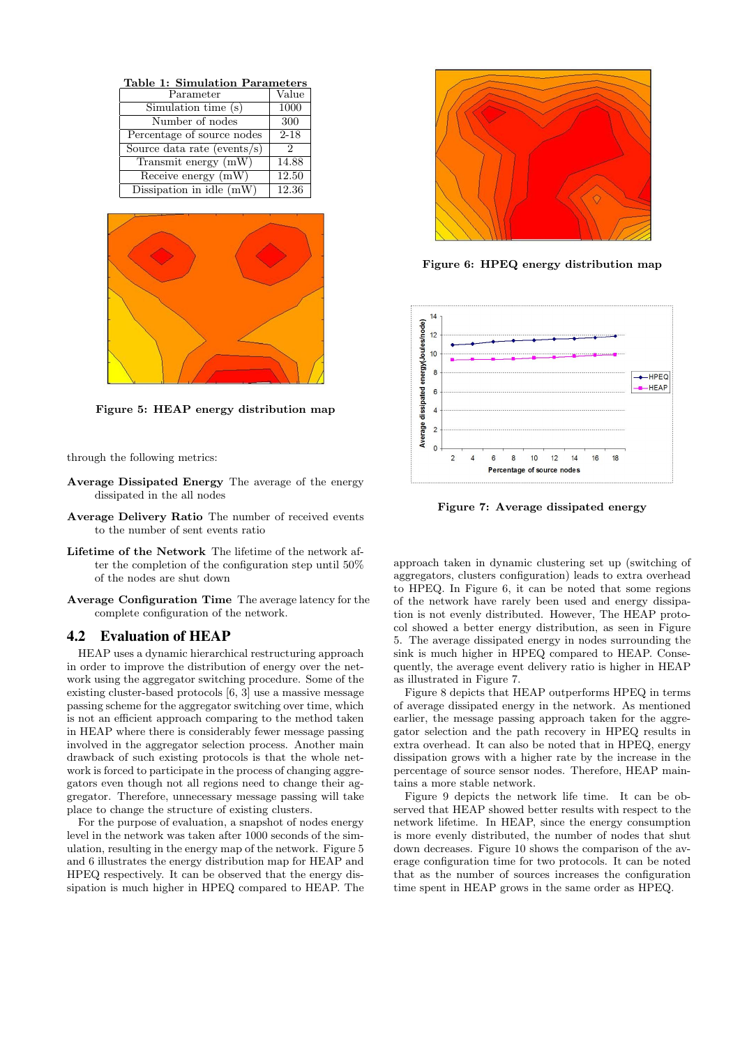**Table 1: Simulation Parameters**

| Parameter | Value |
|---|---|
| Simulation time (s) | 1000 |
| Number of nodes | 300 |
| Percentage of source nodes | 2-18 |
| Source data rate (events/s) | 2 |
| Transmit energy (mW) | 14.88 |
| Receive energy (mW) | 12.50 |
| Dissipation in idle (mW) | 12.36 |

**Figure 5: HEAP energy distribution map**

through the following metrics:

**Average Dissipated Energy** The average of the energy dissipated in the all nodes

**Average Delivery Ratio** The number of received events to the number of sent events ratio

**Lifetime of the Network** The lifetime of the network after the completion of the configuration step until 50% of the nodes are shut down

**Average Configuration Time** The average latency for the complete configuration of the network.

## 4.2 Evaluation of HEAP

HEAP uses a dynamic hierarchical restructuring approach in order to improve the distribution of energy over the network using the aggregator switching procedure. Some of the existing cluster-based protocols [6, 3] use a massive message passing scheme for the aggregator switching over time, which is not an efficient approach comparing to the method taken in HEAP where there is considerably fewer message passing involved in the aggregator selection process. Another main drawback of such existing protocols is that the whole network is forced to participate in the process of changing aggregators even though not all regions need to change their aggregator. Therefore, unnecessary message passing will take place to change the structure of existing clusters.

For the purpose of evaluation, a snapshot of nodes energy level in the network was taken after 1000 seconds of the simulation, resulting in the energy map of the network. Figure 5 and 6 illustrates the energy distribution map for HEAP and HPEQ respectively. It can be observed that the energy dissipation is much higher in HPEQ compared to HEAP. The approach taken in dynamic clustering set up (switching of aggregators, clusters configuration) leads to extra overhead to HPEQ. In Figure 6, it can be noted that some regions of the network have rarely been used and energy dissipation is not evenly distributed. However, The HEAP protocol showed a better energy distribution, as seen in Figure 5. The average dissipated energy in nodes surrounding the sink is much higher in HPEQ compared to HEAP. Consequently, the average event delivery ratio is higher in HEAP as illustrated in Figure 7.

**Figure 6: HPEQ energy distribution map**

**Figure 7: Average dissipated energy**

Figure 8 depicts that HEAP outperforms HPEQ in terms of average dissipated energy in the network. As mentioned earlier, the message passing approach taken for the aggregator selection and the path recovery in HPEQ results in extra overhead. It can also be noted that in HPEQ, energy dissipation grows with a higher rate by the increase in the percentage of source sensor nodes. Therefore, HEAP maintains a more stable network.

Figure 9 depicts the network life time. It can be observed that HEAP showed better results with respect to the network lifetime. In HEAP, since the energy consumption is more evenly distributed, the number of nodes that shut down decreases. Figure 10 shows the comparison of the average configuration time for two protocols. It can be noted that as the number of sources increases the configuration time spent in HEAP grows in the same order as HPEQ.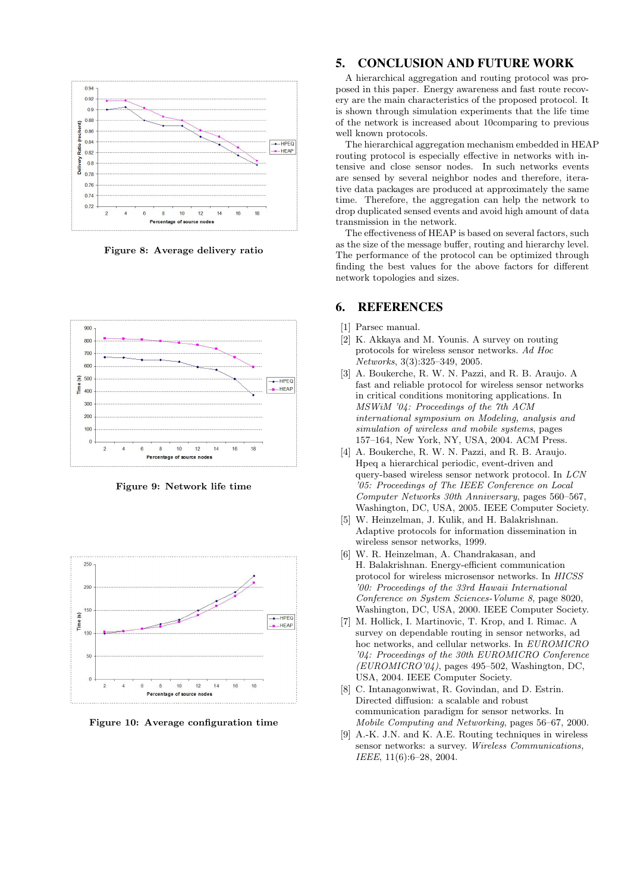Figure 8: Average delivery ratio

Figure 9: Network life time

Figure 10: Average configuration time

## 5. CONCLUSION AND FUTURE WORK

A hierarchical aggregation and routing protocol was proposed in this paper. Energy awareness and fast route recovery are the main characteristics of the proposed protocol. It is shown through simulation experiments that the life time of the network is increased about 10comparing to previous well known protocols.

The hierarchical aggregation mechanism embedded in HEAP routing protocol is especially effective in networks with intensive and close sensor nodes. In such networks events are sensed by several neighbor nodes and therefore, iterative data packages are produced at approximately the same time. Therefore, the aggregation can help the network to drop duplicated sensed events and avoid high amount of data transmission in the network.

The effectiveness of HEAP is based on several factors, such as the size of the message buffer, routing and hierarchy level. The performance of the protocol can be optimized through finding the best values for the above factors for different network topologies and sizes.

## 6. REFERENCES

[1] Parsec manual.

[2] K. Akkaya and M. Younis. A survey on routing protocols for wireless sensor networks. *Ad Hoc Networks*, 3(3):325–349, 2005.

[3] A. Boukerche, R. W. N. Pazzi, and R. B. Araujo. A fast and reliable protocol for wireless sensor networks in critical conditions monitoring applications. In *MSWiM '04: Proceedings of the 7th ACM international symposium on Modeling, analysis and simulation of wireless and mobile systems*, pages 157–164, New York, NY, USA, 2004. ACM Press.

[4] A. Boukerche, R. W. N. Pazzi, and R. B. Araujo. Hpeq a hierarchical periodic, event-driven and query-based wireless sensor network protocol. In *LCN '05: Proceedings of The IEEE Conference on Local Computer Networks 30th Anniversary*, pages 560–567, Washington, DC, USA, 2005. IEEE Computer Society.

[5] W. Heinzelman, J. Kulik, and H. Balakrishnan. Adaptive protocols for information dissemination in wireless sensor networks, 1999.

[6] W. R. Heinzelman, A. Chandrakasan, and H. Balakrishnan. Energy-efficient communication protocol for wireless microsensor networks. In *HICSS '00: Proceedings of the 33rd Hawaii International Conference on System Sciences-Volume 8*, page 8020, Washington, DC, USA, 2000. IEEE Computer Society.

[7] M. Hollick, I. Martinovic, T. Krop, and I. Rimac. A survey on dependable routing in sensor networks, ad hoc networks, and cellular networks. In *EUROMICRO '04: Proceedings of the 30th EUROMICRO Conference (EUROMICRO'04)*, pages 495–502, Washington, DC, USA, 2004. IEEE Computer Society.

[8] C. Intanagonwiwat, R. Govindan, and D. Estrin. Directed diffusion: a scalable and robust communication paradigm for sensor networks. In *Mobile Computing and Networking*, pages 56–67, 2000.

[9] A.-K. J.N. and K. A.E. Routing techniques in wireless sensor networks: a survey. *Wireless Communications, IEEE*, 11(6):6–28, 2004.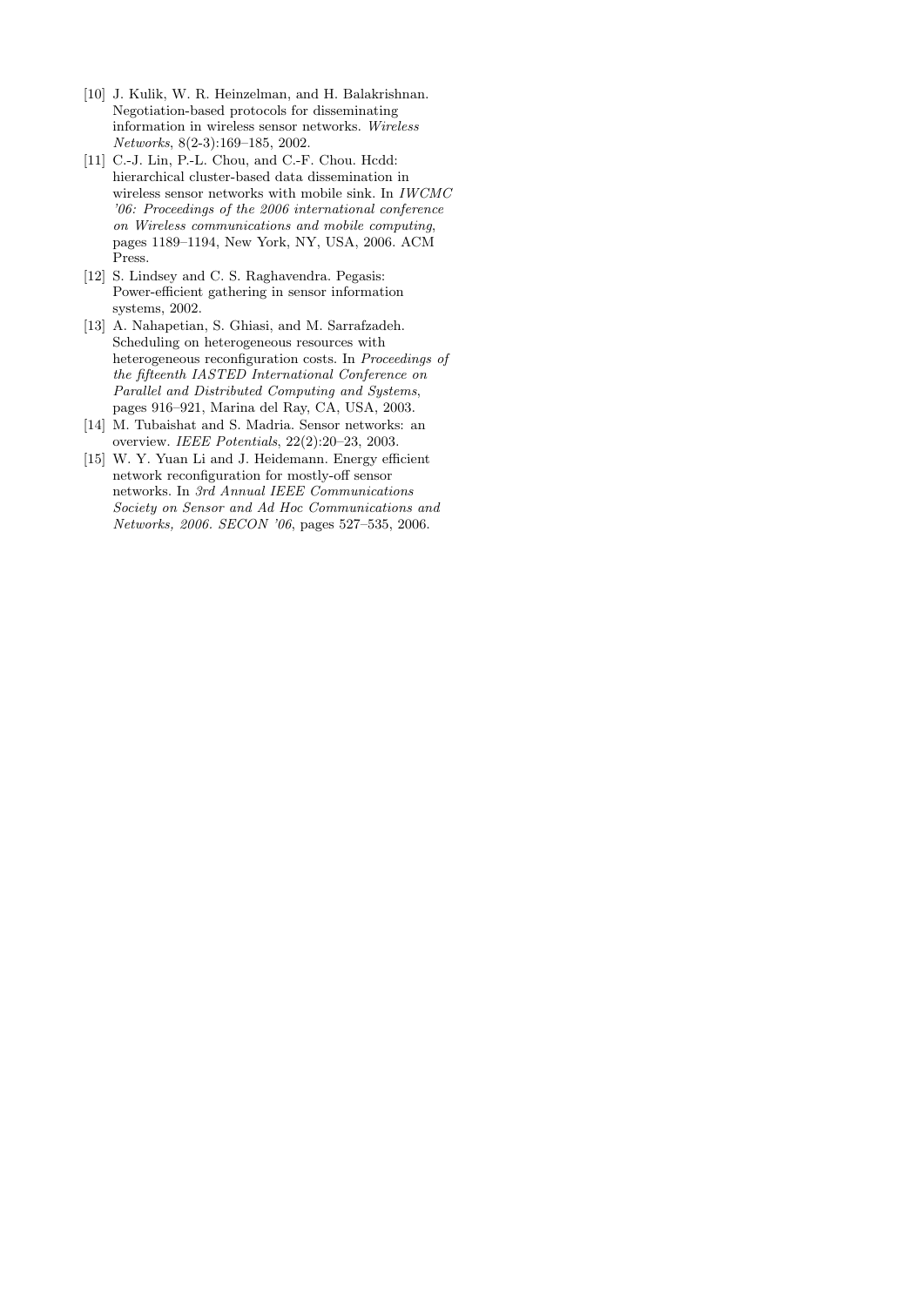[10] J. Kulik, W. R. Heinzelman, and H. Balakrishnan. Negotiation-based protocols for disseminating information in wireless sensor networks. *Wireless Networks*, 8(2-3):169–185, 2002.

[11] C.-J. Lin, P.-L. Chou, and C.-F. Chou. Hcdd: hierarchical cluster-based data dissemination in wireless sensor networks with mobile sink. In *IWCMC '06: Proceedings of the 2006 international conference on Wireless communications and mobile computing*, pages 1189–1194, New York, NY, USA, 2006. ACM Press.

[12] S. Lindsey and C. S. Raghavendra. Pegasis: Power-efficient gathering in sensor information systems, 2002.

[13] A. Nahapetian, S. Ghiasi, and M. Sarrafzadeh. Scheduling on heterogeneous resources with heterogeneous reconfiguration costs. In *Proceedings of the fifteenth IASTED International Conference on Parallel and Distributed Computing and Systems*, pages 916–921, Marina del Ray, CA, USA, 2003.

[14] M. Tubaishat and S. Madria. Sensor networks: an overview. *IEEE Potentials*, 22(2):20–23, 2003.

[15] W. Y. Yuan Li and J. Heidemann. Energy efficient network reconfiguration for mostly-off sensor networks. In *3rd Annual IEEE Communications Society on Sensor and Ad Hoc Communications and Networks, 2006. SECON '06*, pages 527–535, 2006.